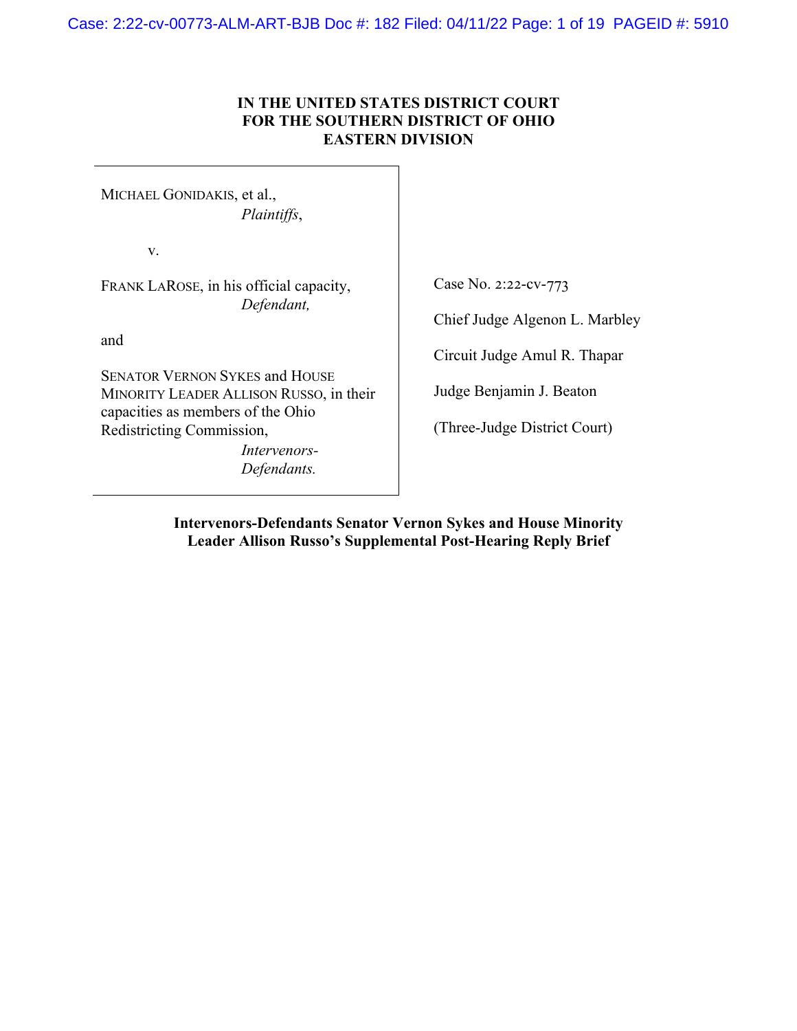**IN THE UNITED STATES DISTRICT COURT**
**FOR THE SOUTHERN DISTRICT OF OHIO**
**EASTERN DIVISION**

| | |
|---|---|
| MICHAEL GONIDAKIS, et al., *Plaintiffs*, | |
| v. | |
| FRANK LAROSE, in his official capacity, *Defendant,* | Case No. 2:22-cv-773 |
| and | Chief Judge Algenon L. Marbley |
| SENATOR VERNON SYKES and HOUSE MINORITY LEADER ALLISON RUSSO, in their capacities as members of the Ohio Redistricting Commission, *Intervenors-Defendants.* | Circuit Judge Amul R. Thapar |
| | Judge Benjamin J. Beaton |
| | (Three-Judge District Court) |

**Intervenors-Defendants Senator Vernon Sykes and House Minority Leader Allison Russo's Supplemental Post-Hearing Reply Brief**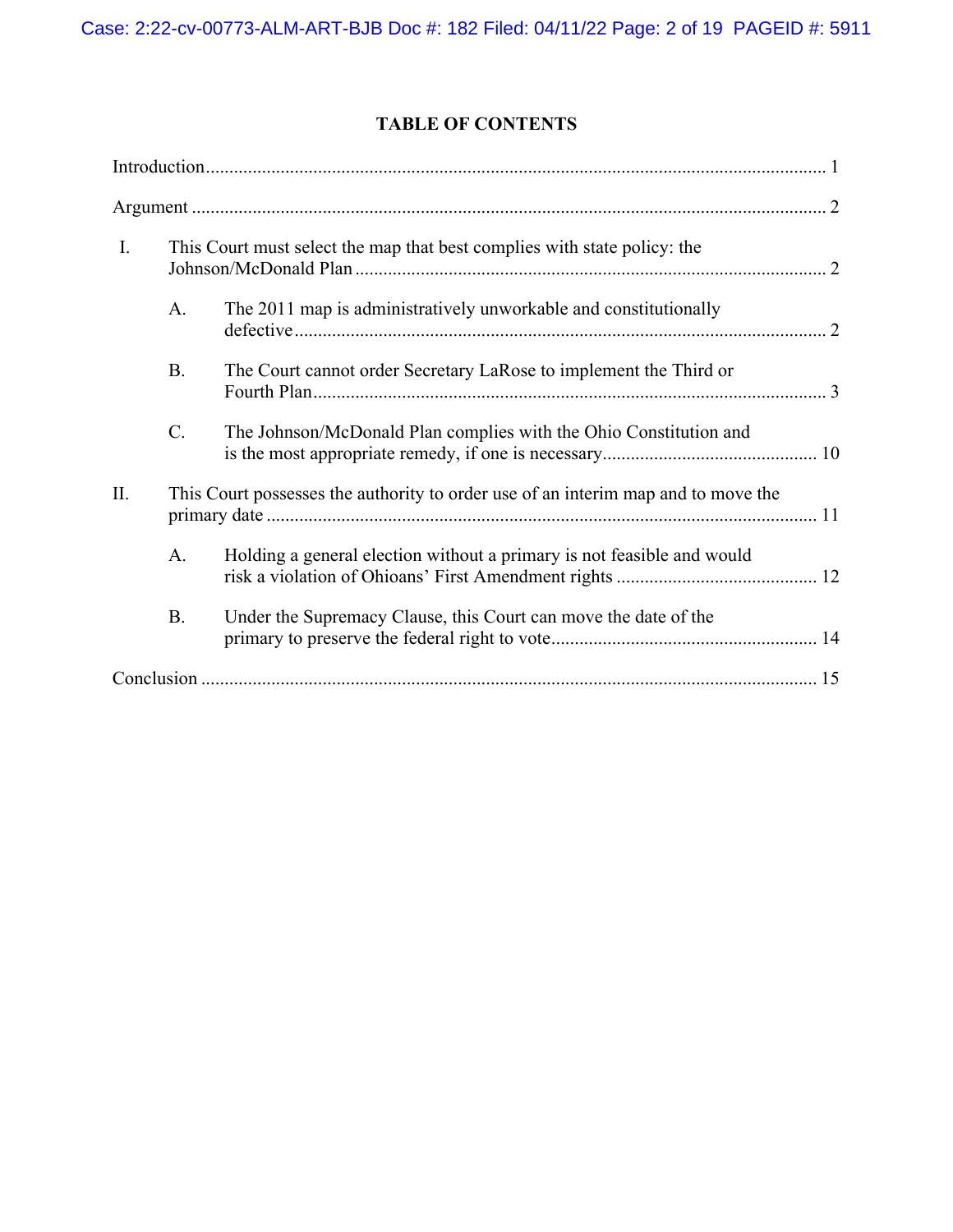## TABLE OF CONTENTS

Introduction .......................................................................................................................... 1

Argument .............................................................................................................................. 2

I. This Court must select the map that best complies with state policy: the Johnson/McDonald Plan ......................................................................................... 2

  A. The 2011 map is administratively unworkable and constitutionally defective ................................................................................................... 2

  B. The Court cannot order Secretary LaRose to implement the Third or Fourth Plan ............................................................................................... 3

  C. The Johnson/McDonald Plan complies with the Ohio Constitution and is the most appropriate remedy, if one is necessary ............................................. 10

II. This Court possesses the authority to order use of an interim map and to move the primary date ..................................................................................................... 11

  A. Holding a general election without a primary is not feasible and would risk a violation of Ohioans' First Amendment rights ........................................... 12

  B. Under the Supremacy Clause, this Court can move the date of the primary to preserve the federal right to vote ........................................................ 14

Conclusion ........................................................................................................................... 15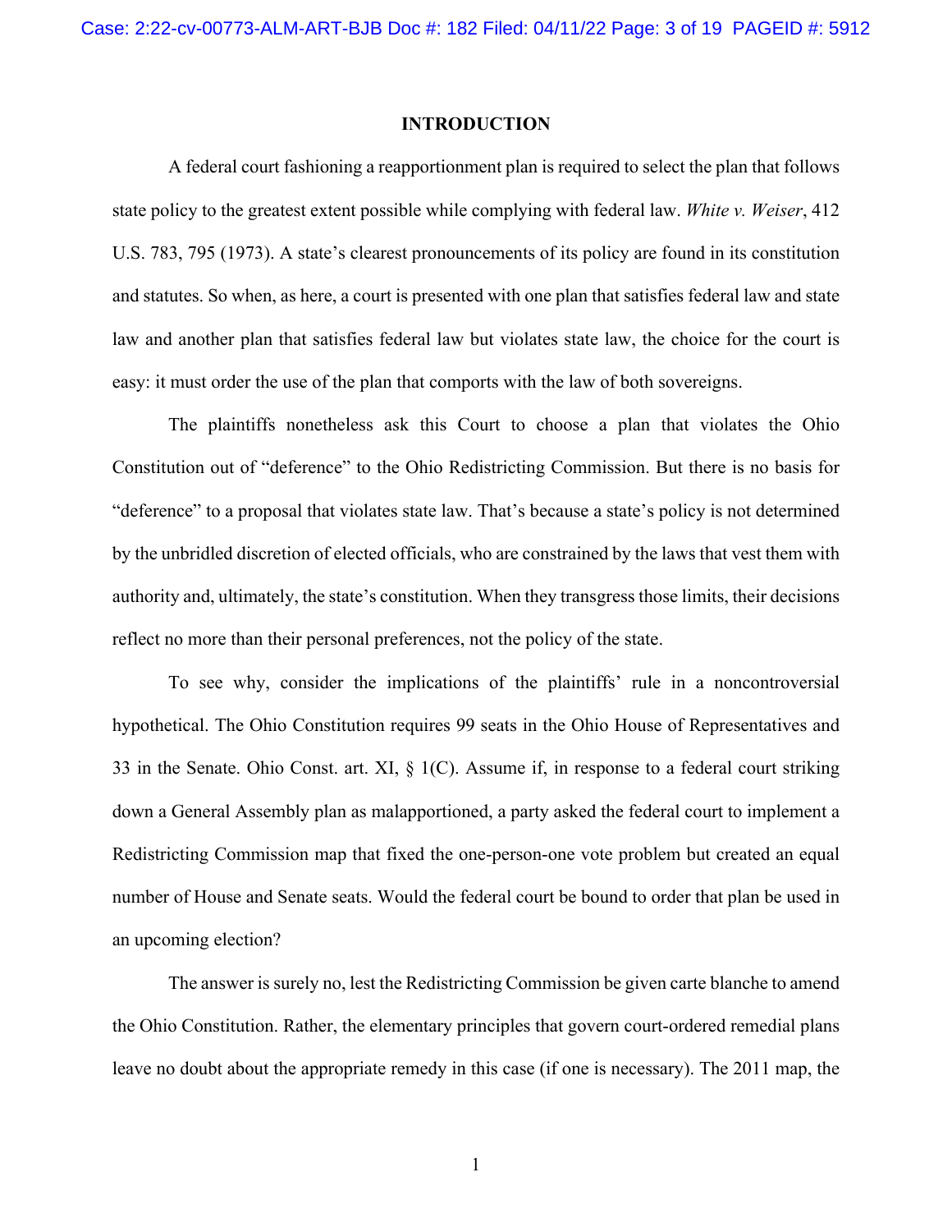## INTRODUCTION

A federal court fashioning a reapportionment plan is required to select the plan that follows state policy to the greatest extent possible while complying with federal law. *White v. Weiser*, 412 U.S. 783, 795 (1973). A state's clearest pronouncements of its policy are found in its constitution and statutes. So when, as here, a court is presented with one plan that satisfies federal law and state law and another plan that satisfies federal law but violates state law, the choice for the court is easy: it must order the use of the plan that comports with the law of both sovereigns.

The plaintiffs nonetheless ask this Court to choose a plan that violates the Ohio Constitution out of "deference" to the Ohio Redistricting Commission. But there is no basis for "deference" to a proposal that violates state law. That's because a state's policy is not determined by the unbridled discretion of elected officials, who are constrained by the laws that vest them with authority and, ultimately, the state's constitution. When they transgress those limits, their decisions reflect no more than their personal preferences, not the policy of the state.

To see why, consider the implications of the plaintiffs' rule in a noncontroversial hypothetical. The Ohio Constitution requires 99 seats in the Ohio House of Representatives and 33 in the Senate. Ohio Const. art. XI, § 1(C). Assume if, in response to a federal court striking down a General Assembly plan as malapportioned, a party asked the federal court to implement a Redistricting Commission map that fixed the one-person-one vote problem but created an equal number of House and Senate seats. Would the federal court be bound to order that plan be used in an upcoming election?

The answer is surely no, lest the Redistricting Commission be given carte blanche to amend the Ohio Constitution. Rather, the elementary principles that govern court-ordered remedial plans leave no doubt about the appropriate remedy in this case (if one is necessary). The 2011 map, the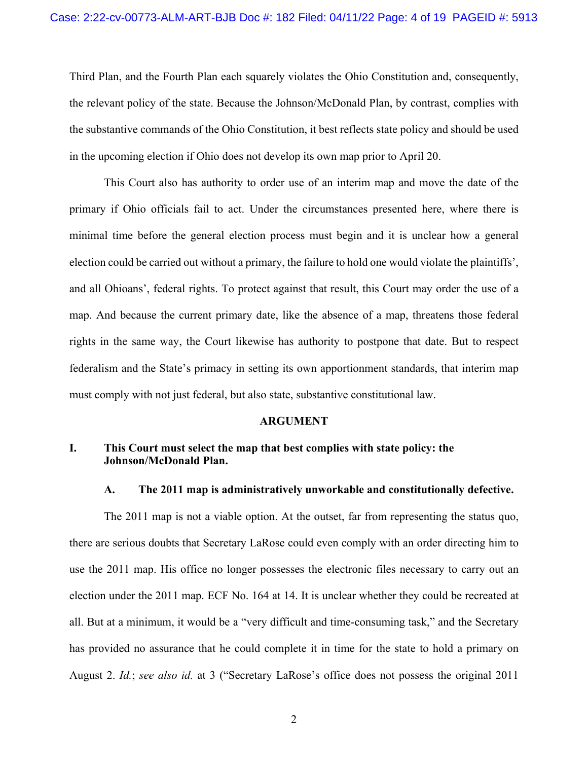Third Plan, and the Fourth Plan each squarely violates the Ohio Constitution and, consequently, the relevant policy of the state. Because the Johnson/McDonald Plan, by contrast, complies with the substantive commands of the Ohio Constitution, it best reflects state policy and should be used in the upcoming election if Ohio does not develop its own map prior to April 20.

This Court also has authority to order use of an interim map and move the date of the primary if Ohio officials fail to act. Under the circumstances presented here, where there is minimal time before the general election process must begin and it is unclear how a general election could be carried out without a primary, the failure to hold one would violate the plaintiffs', and all Ohioans', federal rights. To protect against that result, this Court may order the use of a map. And because the current primary date, like the absence of a map, threatens those federal rights in the same way, the Court likewise has authority to postpone that date. But to respect federalism and the State's primacy in setting its own apportionment standards, that interim map must comply with not just federal, but also state, substantive constitutional law.

## ARGUMENT

### I. This Court must select the map that best complies with state policy: the Johnson/McDonald Plan.

#### A. The 2011 map is administratively unworkable and constitutionally defective.

The 2011 map is not a viable option. At the outset, far from representing the status quo, there are serious doubts that Secretary LaRose could even comply with an order directing him to use the 2011 map. His office no longer possesses the electronic files necessary to carry out an election under the 2011 map. ECF No. 164 at 14. It is unclear whether they could be recreated at all. But at a minimum, it would be a "very difficult and time-consuming task," and the Secretary has provided no assurance that he could complete it in time for the state to hold a primary on August 2. *Id.*; *see also id.* at 3 ("Secretary LaRose's office does not possess the original 2011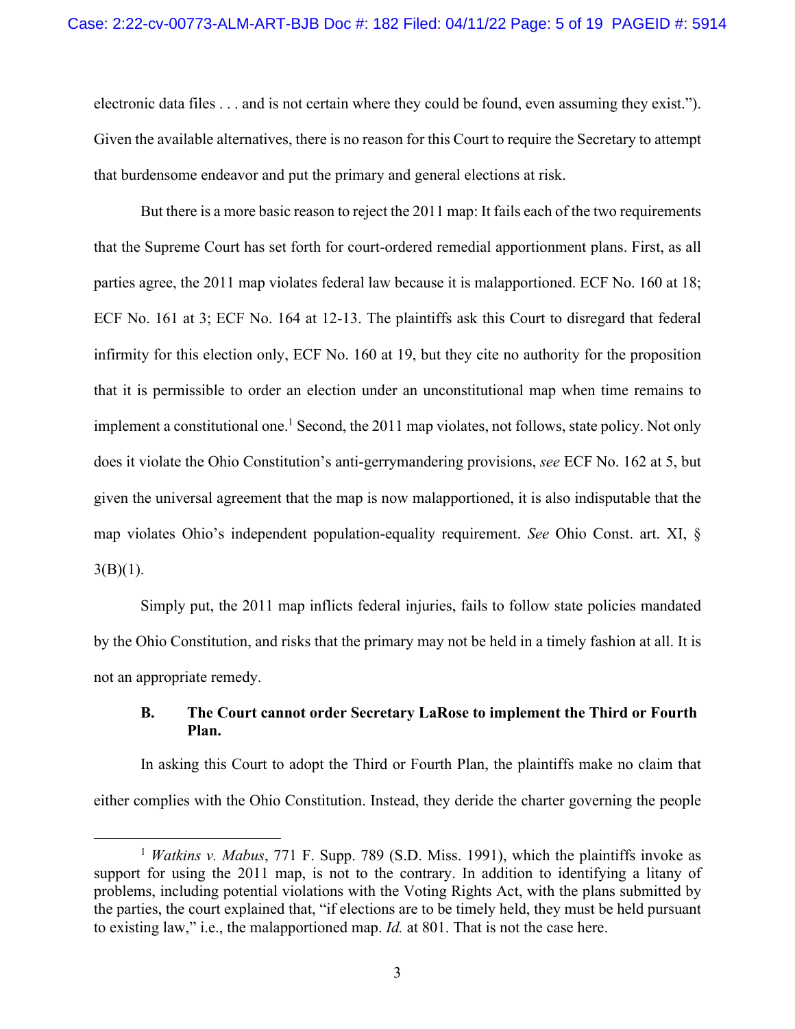electronic data files . . . and is not certain where they could be found, even assuming they exist."). Given the available alternatives, there is no reason for this Court to require the Secretary to attempt that burdensome endeavor and put the primary and general elections at risk.

But there is a more basic reason to reject the 2011 map: It fails each of the two requirements that the Supreme Court has set forth for court-ordered remedial apportionment plans. First, as all parties agree, the 2011 map violates federal law because it is malapportioned. ECF No. 160 at 18; ECF No. 161 at 3; ECF No. 164 at 12-13. The plaintiffs ask this Court to disregard that federal infirmity for this election only, ECF No. 160 at 19, but they cite no authority for the proposition that it is permissible to order an election under an unconstitutional map when time remains to implement a constitutional one.[1] Second, the 2011 map violates, not follows, state policy. Not only does it violate the Ohio Constitution's anti-gerrymandering provisions, *see* ECF No. 162 at 5, but given the universal agreement that the map is now malapportioned, it is also indisputable that the map violates Ohio's independent population-equality requirement. *See* Ohio Const. art. XI, § 3(B)(1).

Simply put, the 2011 map inflicts federal injuries, fails to follow state policies mandated by the Ohio Constitution, and risks that the primary may not be held in a timely fashion at all. It is not an appropriate remedy.

### B. The Court cannot order Secretary LaRose to implement the Third or Fourth Plan.

In asking this Court to adopt the Third or Fourth Plan, the plaintiffs make no claim that either complies with the Ohio Constitution. Instead, they deride the charter governing the people

---

[1] *Watkins v. Mabus*, 771 F. Supp. 789 (S.D. Miss. 1991), which the plaintiffs invoke as support for using the 2011 map, is not to the contrary. In addition to identifying a litany of problems, including potential violations with the Voting Rights Act, with the plans submitted by the parties, the court explained that, "if elections are to be timely held, they must be held pursuant to existing law," i.e., the malapportioned map. *Id.* at 801. That is not the case here.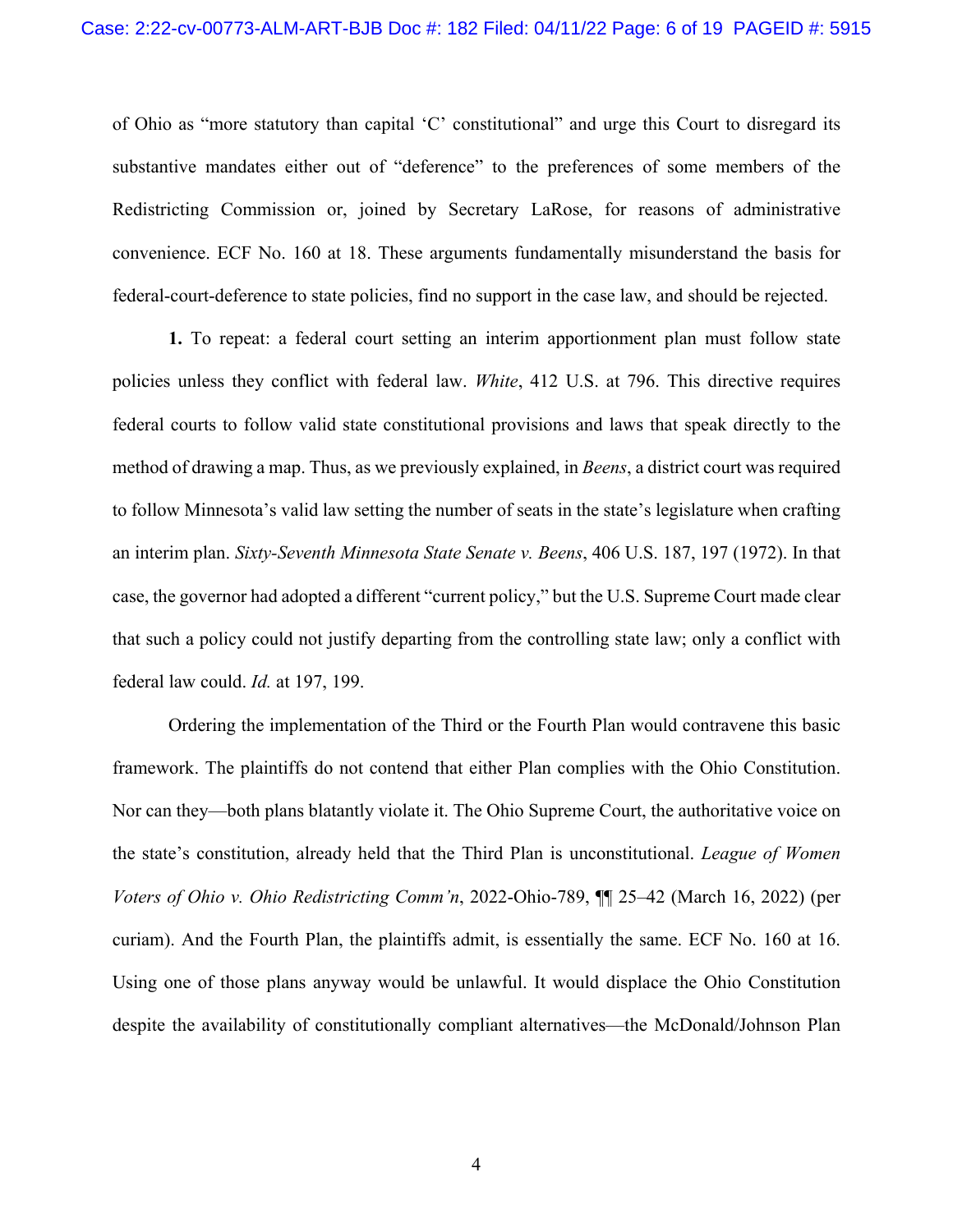of Ohio as "more statutory than capital 'C' constitutional" and urge this Court to disregard its substantive mandates either out of "deference" to the preferences of some members of the Redistricting Commission or, joined by Secretary LaRose, for reasons of administrative convenience. ECF No. 160 at 18. These arguments fundamentally misunderstand the basis for federal-court-deference to state policies, find no support in the case law, and should be rejected.

**1.** To repeat: a federal court setting an interim apportionment plan must follow state policies unless they conflict with federal law. *White*, 412 U.S. at 796. This directive requires federal courts to follow valid state constitutional provisions and laws that speak directly to the method of drawing a map. Thus, as we previously explained, in *Beens*, a district court was required to follow Minnesota's valid law setting the number of seats in the state's legislature when crafting an interim plan. *Sixty-Seventh Minnesota State Senate v. Beens*, 406 U.S. 187, 197 (1972). In that case, the governor had adopted a different "current policy," but the U.S. Supreme Court made clear that such a policy could not justify departing from the controlling state law; only a conflict with federal law could. *Id.* at 197, 199.

Ordering the implementation of the Third or the Fourth Plan would contravene this basic framework. The plaintiffs do not contend that either Plan complies with the Ohio Constitution. Nor can they—both plans blatantly violate it. The Ohio Supreme Court, the authoritative voice on the state's constitution, already held that the Third Plan is unconstitutional. *League of Women Voters of Ohio v. Ohio Redistricting Comm'n*, 2022-Ohio-789, ¶¶ 25–42 (March 16, 2022) (per curiam). And the Fourth Plan, the plaintiffs admit, is essentially the same. ECF No. 160 at 16. Using one of those plans anyway would be unlawful. It would displace the Ohio Constitution despite the availability of constitutionally compliant alternatives—the McDonald/Johnson Plan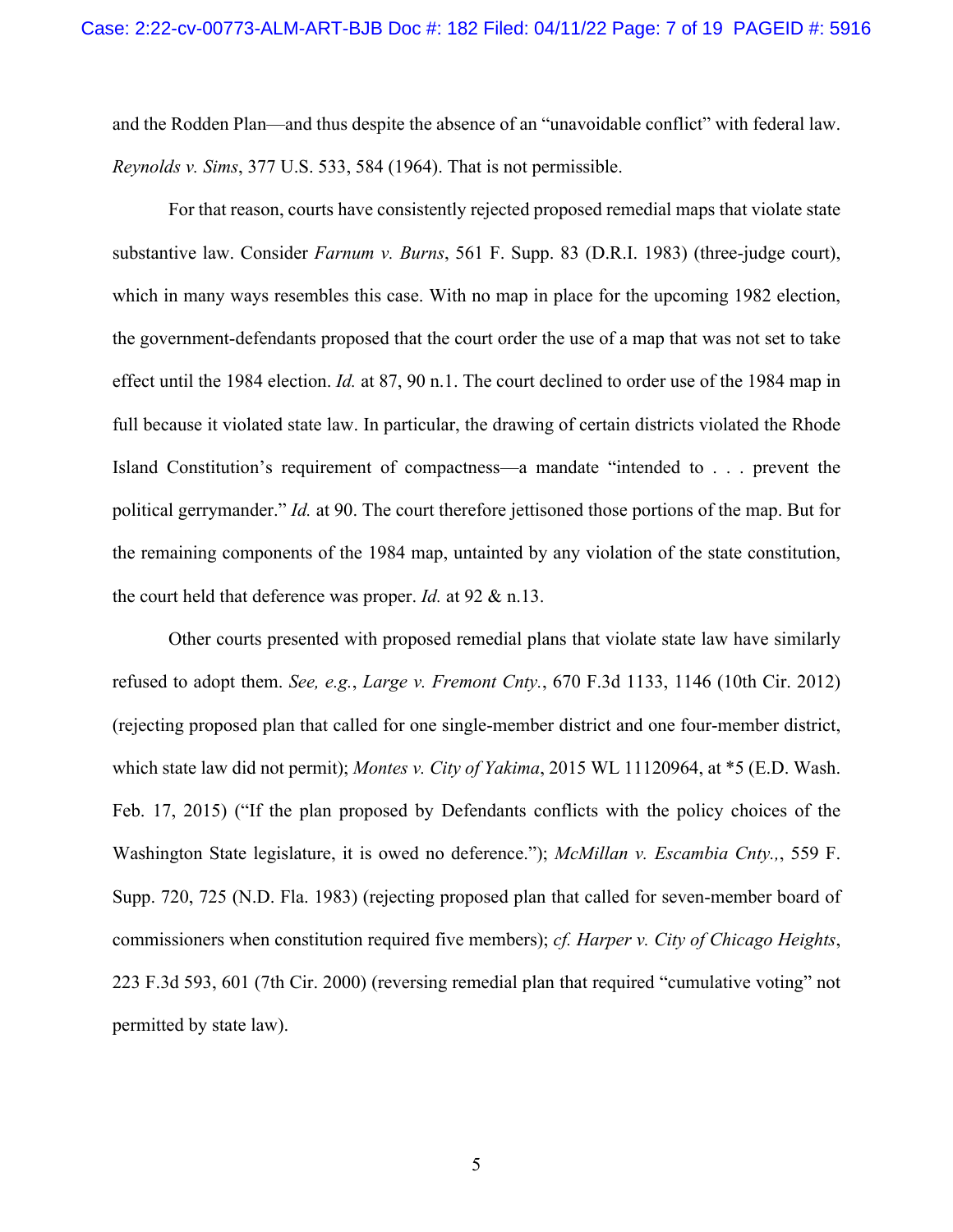and the Rodden Plan—and thus despite the absence of an "unavoidable conflict" with federal law. *Reynolds v. Sims*, 377 U.S. 533, 584 (1964). That is not permissible.

For that reason, courts have consistently rejected proposed remedial maps that violate state substantive law. Consider *Farnum v. Burns*, 561 F. Supp. 83 (D.R.I. 1983) (three-judge court), which in many ways resembles this case. With no map in place for the upcoming 1982 election, the government-defendants proposed that the court order the use of a map that was not set to take effect until the 1984 election. *Id.* at 87, 90 n.1. The court declined to order use of the 1984 map in full because it violated state law. In particular, the drawing of certain districts violated the Rhode Island Constitution's requirement of compactness—a mandate "intended to . . . prevent the political gerrymander." *Id.* at 90. The court therefore jettisoned those portions of the map. But for the remaining components of the 1984 map, untainted by any violation of the state constitution, the court held that deference was proper. *Id.* at 92 & n.13.

Other courts presented with proposed remedial plans that violate state law have similarly refused to adopt them. *See, e.g.*, *Large v. Fremont Cnty.*, 670 F.3d 1133, 1146 (10th Cir. 2012) (rejecting proposed plan that called for one single-member district and one four-member district, which state law did not permit); *Montes v. City of Yakima*, 2015 WL 11120964, at *5 (E.D. Wash. Feb. 17, 2015) ("If the plan proposed by Defendants conflicts with the policy choices of the Washington State legislature, it is owed no deference."); *McMillan v. Escambia Cnty.,*, 559 F. Supp. 720, 725 (N.D. Fla. 1983) (rejecting proposed plan that called for seven-member board of commissioners when constitution required five members); *cf. Harper v. City of Chicago Heights*, 223 F.3d 593, 601 (7th Cir. 2000) (reversing remedial plan that required "cumulative voting" not permitted by state law).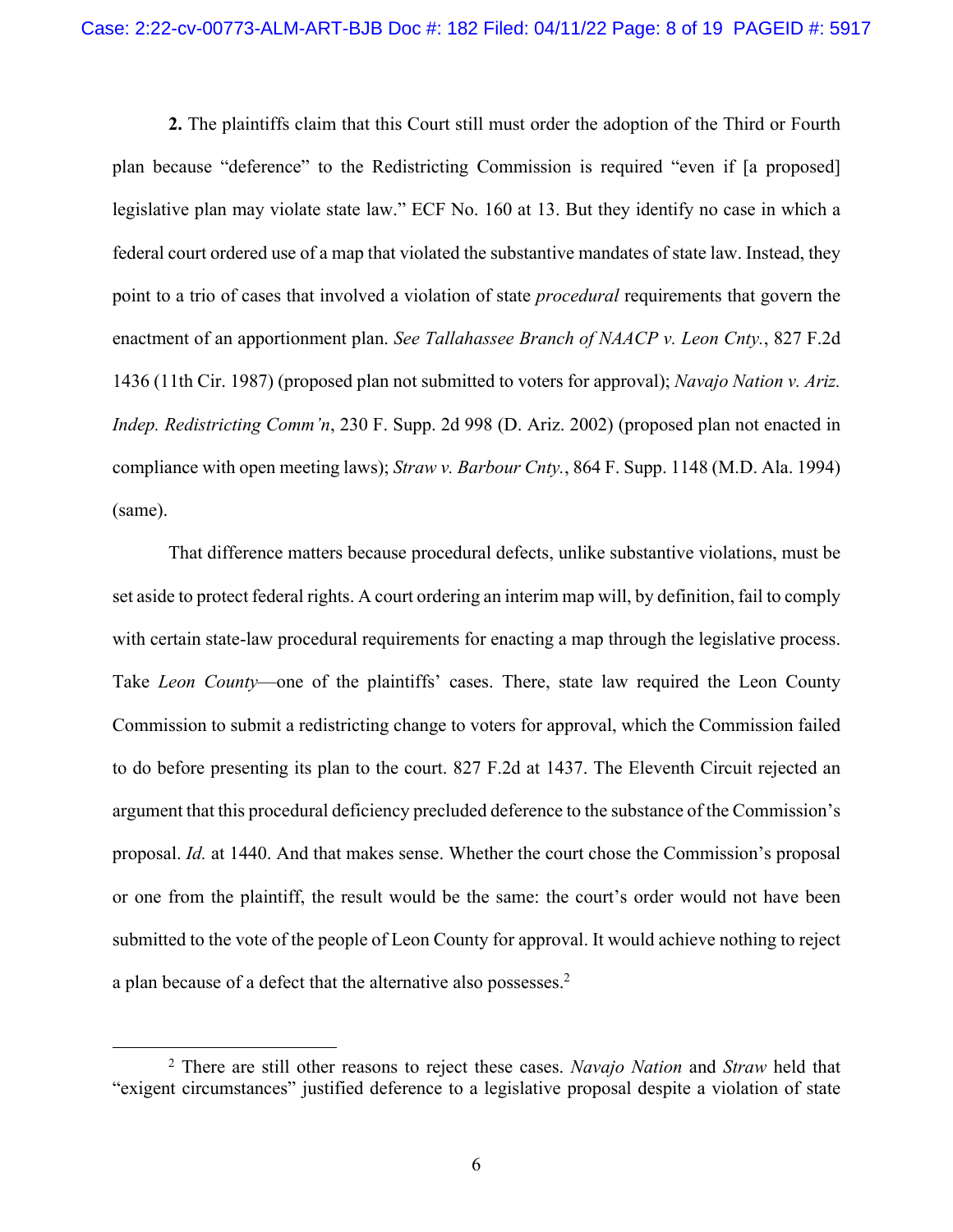**2.** The plaintiffs claim that this Court still must order the adoption of the Third or Fourth plan because "deference" to the Redistricting Commission is required "even if [a proposed] legislative plan may violate state law." ECF No. 160 at 13. But they identify no case in which a federal court ordered use of a map that violated the substantive mandates of state law. Instead, they point to a trio of cases that involved a violation of state *procedural* requirements that govern the enactment of an apportionment plan. *See Tallahassee Branch of NAACP v. Leon Cnty.*, 827 F.2d 1436 (11th Cir. 1987) (proposed plan not submitted to voters for approval); *Navajo Nation v. Ariz. Indep. Redistricting Comm'n*, 230 F. Supp. 2d 998 (D. Ariz. 2002) (proposed plan not enacted in compliance with open meeting laws); *Straw v. Barbour Cnty.*, 864 F. Supp. 1148 (M.D. Ala. 1994) (same).

That difference matters because procedural defects, unlike substantive violations, must be set aside to protect federal rights. A court ordering an interim map will, by definition, fail to comply with certain state-law procedural requirements for enacting a map through the legislative process. Take *Leon County*—one of the plaintiffs' cases. There, state law required the Leon County Commission to submit a redistricting change to voters for approval, which the Commission failed to do before presenting its plan to the court. 827 F.2d at 1437. The Eleventh Circuit rejected an argument that this procedural deficiency precluded deference to the substance of the Commission's proposal. *Id.* at 1440. And that makes sense. Whether the court chose the Commission's proposal or one from the plaintiff, the result would be the same: the court's order would not have been submitted to the vote of the people of Leon County for approval. It would achieve nothing to reject a plan because of a defect that the alternative also possesses.[2]

---

[2] There are still other reasons to reject these cases. *Navajo Nation* and *Straw* held that "exigent circumstances" justified deference to a legislative proposal despite a violation of state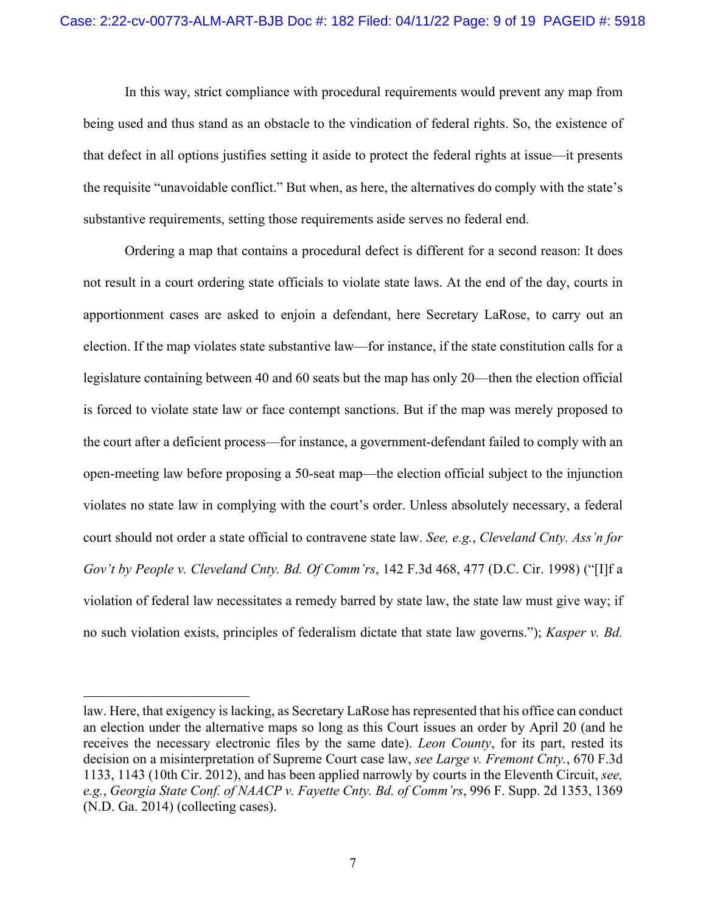In this way, strict compliance with procedural requirements would prevent any map from being used and thus stand as an obstacle to the vindication of federal rights. So, the existence of that defect in all options justifies setting it aside to protect the federal rights at issue—it presents the requisite "unavoidable conflict." But when, as here, the alternatives do comply with the state's substantive requirements, setting those requirements aside serves no federal end.

Ordering a map that contains a procedural defect is different for a second reason: It does not result in a court ordering state officials to violate state laws. At the end of the day, courts in apportionment cases are asked to enjoin a defendant, here Secretary LaRose, to carry out an election. If the map violates state substantive law—for instance, if the state constitution calls for a legislature containing between 40 and 60 seats but the map has only 20—then the election official is forced to violate state law or face contempt sanctions. But if the map was merely proposed to the court after a deficient process—for instance, a government-defendant failed to comply with an open-meeting law before proposing a 50-seat map—the election official subject to the injunction violates no state law in complying with the court's order. Unless absolutely necessary, a federal court should not order a state official to contravene state law. *See, e.g.*, *Cleveland Cnty. Ass'n for Gov't by People v. Cleveland Cnty. Bd. Of Comm'rs*, 142 F.3d 468, 477 (D.C. Cir. 1998) ("[I]f a violation of federal law necessitates a remedy barred by state law, the state law must give way; if no such violation exists, principles of federalism dictate that state law governs."); *Kasper v. Bd.*

---

law. Here, that exigency is lacking, as Secretary LaRose has represented that his office can conduct an election under the alternative maps so long as this Court issues an order by April 20 (and he receives the necessary electronic files by the same date). *Leon County*, for its part, rested its decision on a misinterpretation of Supreme Court case law, *see Large v. Fremont Cnty.*, 670 F.3d 1133, 1143 (10th Cir. 2012), and has been applied narrowly by courts in the Eleventh Circuit, *see, e.g.*, *Georgia State Conf. of NAACP v. Fayette Cnty. Bd. of Comm'rs*, 996 F. Supp. 2d 1353, 1369 (N.D. Ga. 2014) (collecting cases).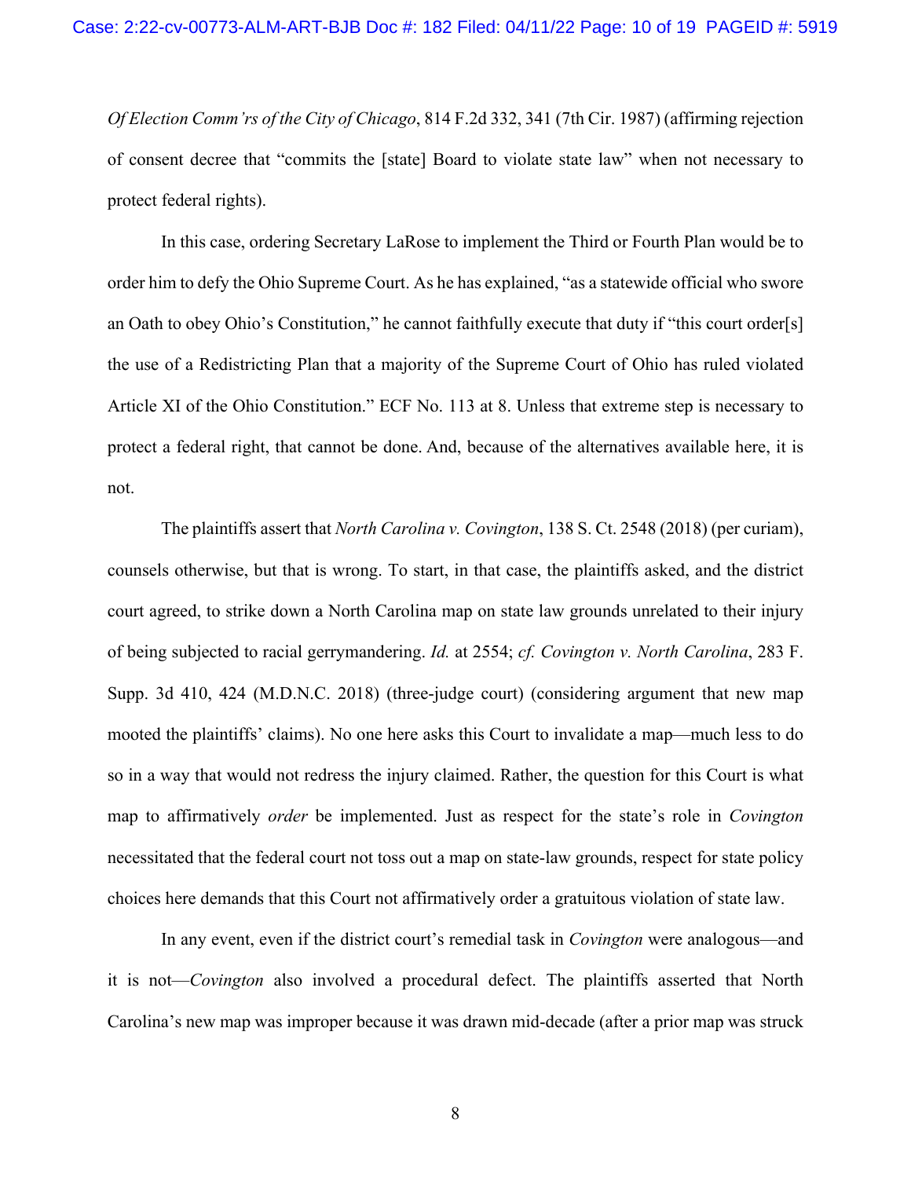*Of Election Comm'rs of the City of Chicago*, 814 F.2d 332, 341 (7th Cir. 1987) (affirming rejection of consent decree that "commits the [state] Board to violate state law" when not necessary to protect federal rights).

In this case, ordering Secretary LaRose to implement the Third or Fourth Plan would be to order him to defy the Ohio Supreme Court. As he has explained, "as a statewide official who swore an Oath to obey Ohio's Constitution," he cannot faithfully execute that duty if "this court order[s] the use of a Redistricting Plan that a majority of the Supreme Court of Ohio has ruled violated Article XI of the Ohio Constitution." ECF No. 113 at 8. Unless that extreme step is necessary to protect a federal right, that cannot be done. And, because of the alternatives available here, it is not.

The plaintiffs assert that *North Carolina v. Covington*, 138 S. Ct. 2548 (2018) (per curiam), counsels otherwise, but that is wrong. To start, in that case, the plaintiffs asked, and the district court agreed, to strike down a North Carolina map on state law grounds unrelated to their injury of being subjected to racial gerrymandering. *Id.* at 2554; *cf. Covington v. North Carolina*, 283 F. Supp. 3d 410, 424 (M.D.N.C. 2018) (three-judge court) (considering argument that new map mooted the plaintiffs' claims). No one here asks this Court to invalidate a map—much less to do so in a way that would not redress the injury claimed. Rather, the question for this Court is what map to affirmatively *order* be implemented. Just as respect for the state's role in *Covington* necessitated that the federal court not toss out a map on state-law grounds, respect for state policy choices here demands that this Court not affirmatively order a gratuitous violation of state law.

In any event, even if the district court's remedial task in *Covington* were analogous—and it is not—*Covington* also involved a procedural defect. The plaintiffs asserted that North Carolina's new map was improper because it was drawn mid-decade (after a prior map was struck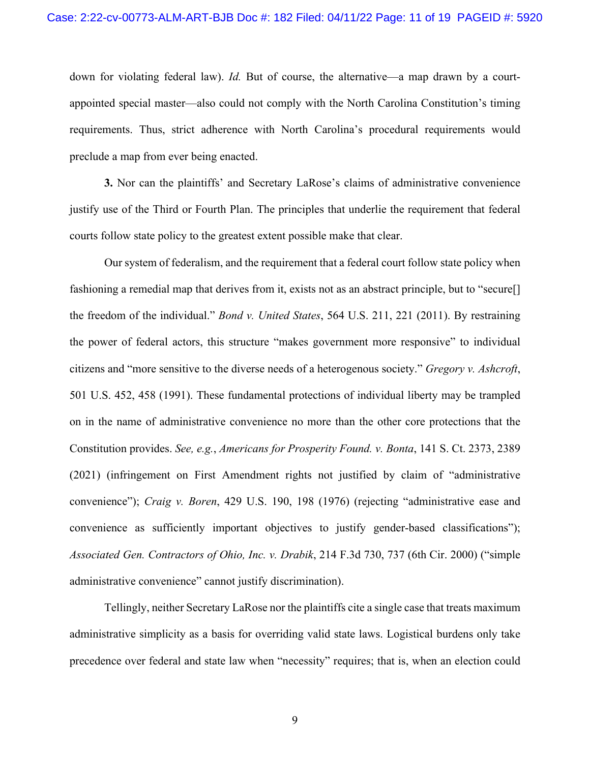down for violating federal law). *Id.* But of course, the alternative—a map drawn by a court-appointed special master—also could not comply with the North Carolina Constitution's timing requirements. Thus, strict adherence with North Carolina's procedural requirements would preclude a map from ever being enacted.

**3.** Nor can the plaintiffs' and Secretary LaRose's claims of administrative convenience justify use of the Third or Fourth Plan. The principles that underlie the requirement that federal courts follow state policy to the greatest extent possible make that clear.

Our system of federalism, and the requirement that a federal court follow state policy when fashioning a remedial map that derives from it, exists not as an abstract principle, but to "secure[] the freedom of the individual." *Bond v. United States*, 564 U.S. 211, 221 (2011). By restraining the power of federal actors, this structure "makes government more responsive" to individual citizens and "more sensitive to the diverse needs of a heterogenous society." *Gregory v. Ashcroft*, 501 U.S. 452, 458 (1991). These fundamental protections of individual liberty may be trampled on in the name of administrative convenience no more than the other core protections that the Constitution provides. *See, e.g.*, *Americans for Prosperity Found. v. Bonta*, 141 S. Ct. 2373, 2389 (2021) (infringement on First Amendment rights not justified by claim of "administrative convenience"); *Craig v. Boren*, 429 U.S. 190, 198 (1976) (rejecting "administrative ease and convenience as sufficiently important objectives to justify gender-based classifications"); *Associated Gen. Contractors of Ohio, Inc. v. Drabik*, 214 F.3d 730, 737 (6th Cir. 2000) ("simple administrative convenience" cannot justify discrimination).

Tellingly, neither Secretary LaRose nor the plaintiffs cite a single case that treats maximum administrative simplicity as a basis for overriding valid state laws. Logistical burdens only take precedence over federal and state law when "necessity" requires; that is, when an election could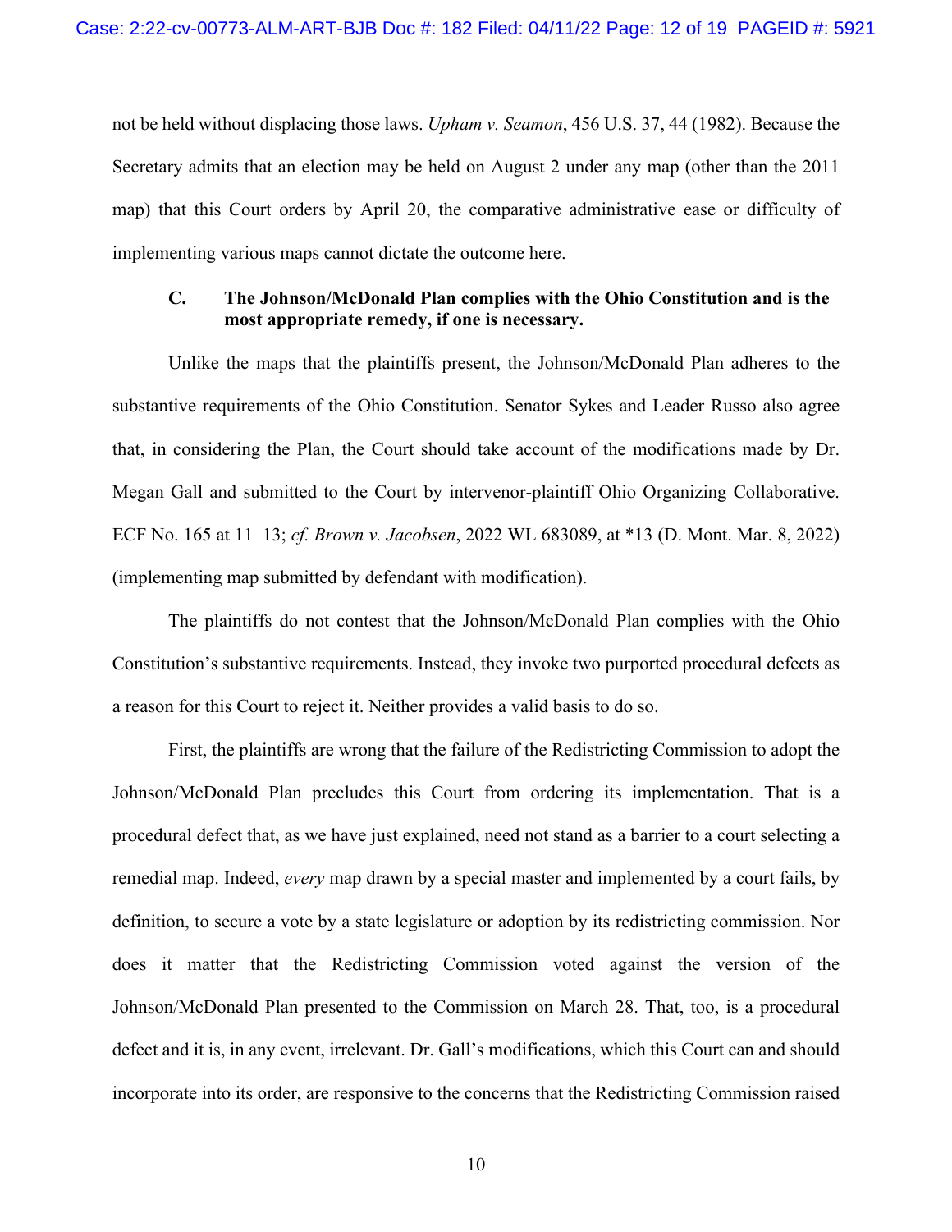not be held without displacing those laws. *Upham v. Seamon*, 456 U.S. 37, 44 (1982). Because the Secretary admits that an election may be held on August 2 under any map (other than the 2011 map) that this Court orders by April 20, the comparative administrative ease or difficulty of implementing various maps cannot dictate the outcome here.

### C. The Johnson/McDonald Plan complies with the Ohio Constitution and is the most appropriate remedy, if one is necessary.

Unlike the maps that the plaintiffs present, the Johnson/McDonald Plan adheres to the substantive requirements of the Ohio Constitution. Senator Sykes and Leader Russo also agree that, in considering the Plan, the Court should take account of the modifications made by Dr. Megan Gall and submitted to the Court by intervenor-plaintiff Ohio Organizing Collaborative. ECF No. 165 at 11–13; *cf. Brown v. Jacobsen*, 2022 WL 683089, at *13 (D. Mont. Mar. 8, 2022) (implementing map submitted by defendant with modification).

The plaintiffs do not contest that the Johnson/McDonald Plan complies with the Ohio Constitution's substantive requirements. Instead, they invoke two purported procedural defects as a reason for this Court to reject it. Neither provides a valid basis to do so.

First, the plaintiffs are wrong that the failure of the Redistricting Commission to adopt the Johnson/McDonald Plan precludes this Court from ordering its implementation. That is a procedural defect that, as we have just explained, need not stand as a barrier to a court selecting a remedial map. Indeed, *every* map drawn by a special master and implemented by a court fails, by definition, to secure a vote by a state legislature or adoption by its redistricting commission. Nor does it matter that the Redistricting Commission voted against the version of the Johnson/McDonald Plan presented to the Commission on March 28. That, too, is a procedural defect and it is, in any event, irrelevant. Dr. Gall's modifications, which this Court can and should incorporate into its order, are responsive to the concerns that the Redistricting Commission raised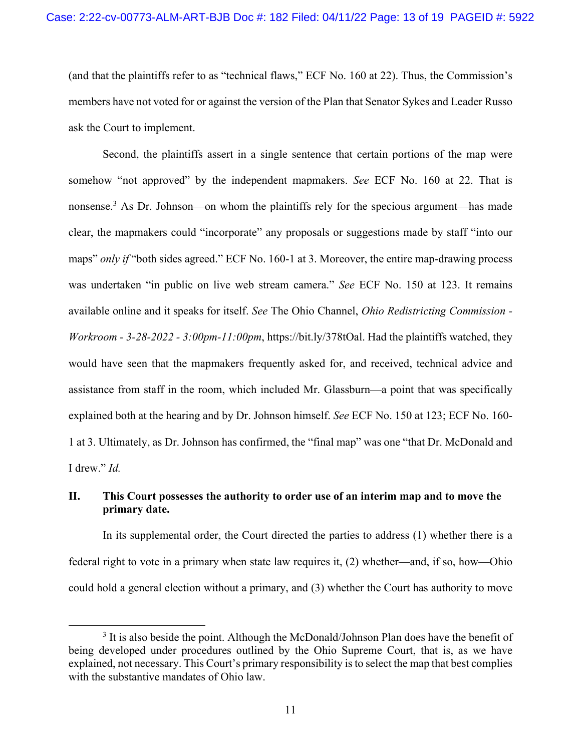(and that the plaintiffs refer to as "technical flaws," ECF No. 160 at 22). Thus, the Commission's members have not voted for or against the version of the Plan that Senator Sykes and Leader Russo ask the Court to implement.

Second, the plaintiffs assert in a single sentence that certain portions of the map were somehow "not approved" by the independent mapmakers. *See* ECF No. 160 at 22. That is nonsense.[3] As Dr. Johnson—on whom the plaintiffs rely for the specious argument—has made clear, the mapmakers could "incorporate" any proposals or suggestions made by staff "into our maps" *only if* "both sides agreed." ECF No. 160-1 at 3. Moreover, the entire map-drawing process was undertaken "in public on live web stream camera." *See* ECF No. 150 at 123. It remains available online and it speaks for itself. *See* The Ohio Channel, *Ohio Redistricting Commission - Workroom - 3-28-2022 - 3:00pm-11:00pm*, https://bit.ly/378tOal. Had the plaintiffs watched, they would have seen that the mapmakers frequently asked for, and received, technical advice and assistance from staff in the room, which included Mr. Glassburn—a point that was specifically explained both at the hearing and by Dr. Johnson himself. *See* ECF No. 150 at 123; ECF No. 160-1 at 3. Ultimately, as Dr. Johnson has confirmed, the "final map" was one "that Dr. McDonald and I drew." *Id.*

## II. This Court possesses the authority to order use of an interim map and to move the primary date.

In its supplemental order, the Court directed the parties to address (1) whether there is a federal right to vote in a primary when state law requires it, (2) whether—and, if so, how—Ohio could hold a general election without a primary, and (3) whether the Court has authority to move

[3] It is also beside the point. Although the McDonald/Johnson Plan does have the benefit of being developed under procedures outlined by the Ohio Supreme Court, that is, as we have explained, not necessary. This Court's primary responsibility is to select the map that best complies with the substantive mandates of Ohio law.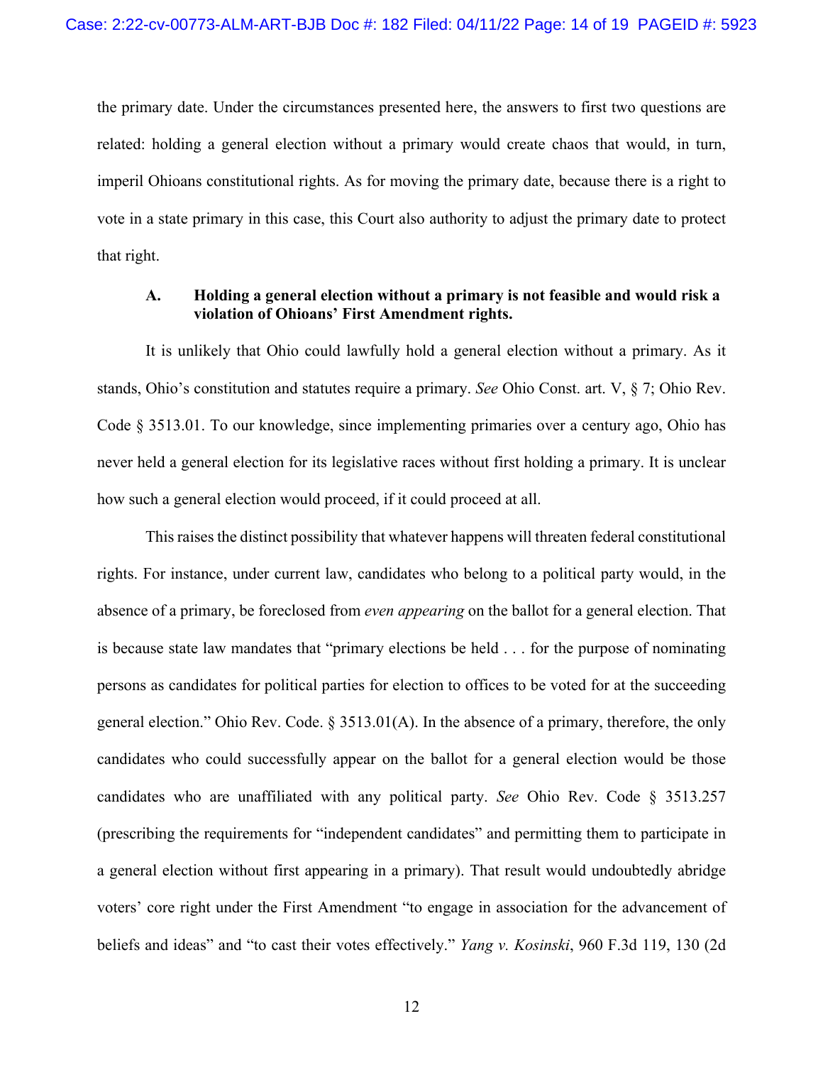the primary date. Under the circumstances presented here, the answers to first two questions are related: holding a general election without a primary would create chaos that would, in turn, imperil Ohioans constitutional rights. As for moving the primary date, because there is a right to vote in a state primary in this case, this Court also authority to adjust the primary date to protect that right.

### A. Holding a general election without a primary is not feasible and would risk a violation of Ohioans' First Amendment rights.

It is unlikely that Ohio could lawfully hold a general election without a primary. As it stands, Ohio's constitution and statutes require a primary. *See* Ohio Const. art. V, § 7; Ohio Rev. Code § 3513.01. To our knowledge, since implementing primaries over a century ago, Ohio has never held a general election for its legislative races without first holding a primary. It is unclear how such a general election would proceed, if it could proceed at all.

This raises the distinct possibility that whatever happens will threaten federal constitutional rights. For instance, under current law, candidates who belong to a political party would, in the absence of a primary, be foreclosed from *even appearing* on the ballot for a general election. That is because state law mandates that "primary elections be held . . . for the purpose of nominating persons as candidates for political parties for election to offices to be voted for at the succeeding general election." Ohio Rev. Code. § 3513.01(A). In the absence of a primary, therefore, the only candidates who could successfully appear on the ballot for a general election would be those candidates who are unaffiliated with any political party. *See* Ohio Rev. Code § 3513.257 (prescribing the requirements for "independent candidates" and permitting them to participate in a general election without first appearing in a primary). That result would undoubtedly abridge voters' core right under the First Amendment "to engage in association for the advancement of beliefs and ideas" and "to cast their votes effectively." *Yang v. Kosinski*, 960 F.3d 119, 130 (2d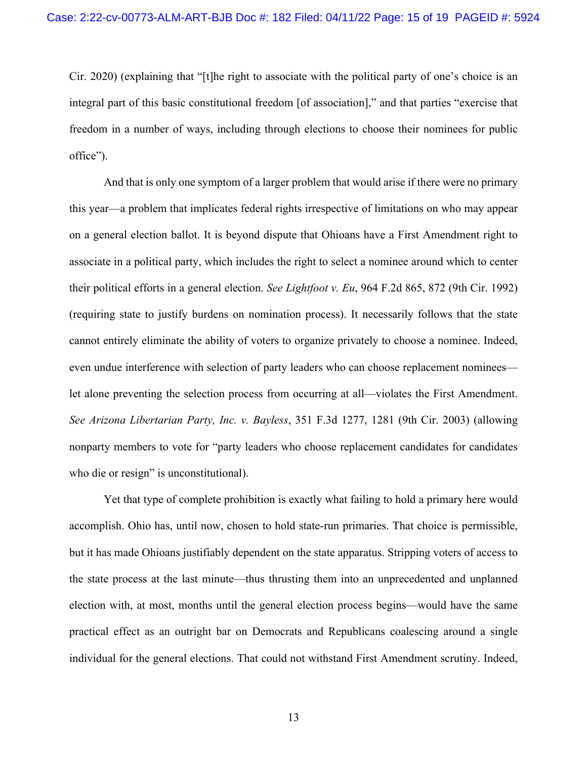Cir. 2020) (explaining that "[t]he right to associate with the political party of one's choice is an integral part of this basic constitutional freedom [of association]," and that parties "exercise that freedom in a number of ways, including through elections to choose their nominees for public office").

And that is only one symptom of a larger problem that would arise if there were no primary this year—a problem that implicates federal rights irrespective of limitations on who may appear on a general election ballot. It is beyond dispute that Ohioans have a First Amendment right to associate in a political party, which includes the right to select a nominee around which to center their political efforts in a general election. *See Lightfoot v. Eu*, 964 F.2d 865, 872 (9th Cir. 1992) (requiring state to justify burdens on nomination process). It necessarily follows that the state cannot entirely eliminate the ability of voters to organize privately to choose a nominee. Indeed, even undue interference with selection of party leaders who can choose replacement nominees—let alone preventing the selection process from occurring at all—violates the First Amendment. *See Arizona Libertarian Party, Inc. v. Bayless*, 351 F.3d 1277, 1281 (9th Cir. 2003) (allowing nonparty members to vote for "party leaders who choose replacement candidates for candidates who die or resign" is unconstitutional).

Yet that type of complete prohibition is exactly what failing to hold a primary here would accomplish. Ohio has, until now, chosen to hold state-run primaries. That choice is permissible, but it has made Ohioans justifiably dependent on the state apparatus. Stripping voters of access to the state process at the last minute—thus thrusting them into an unprecedented and unplanned election with, at most, months until the general election process begins—would have the same practical effect as an outright bar on Democrats and Republicans coalescing around a single individual for the general elections. That could not withstand First Amendment scrutiny. Indeed,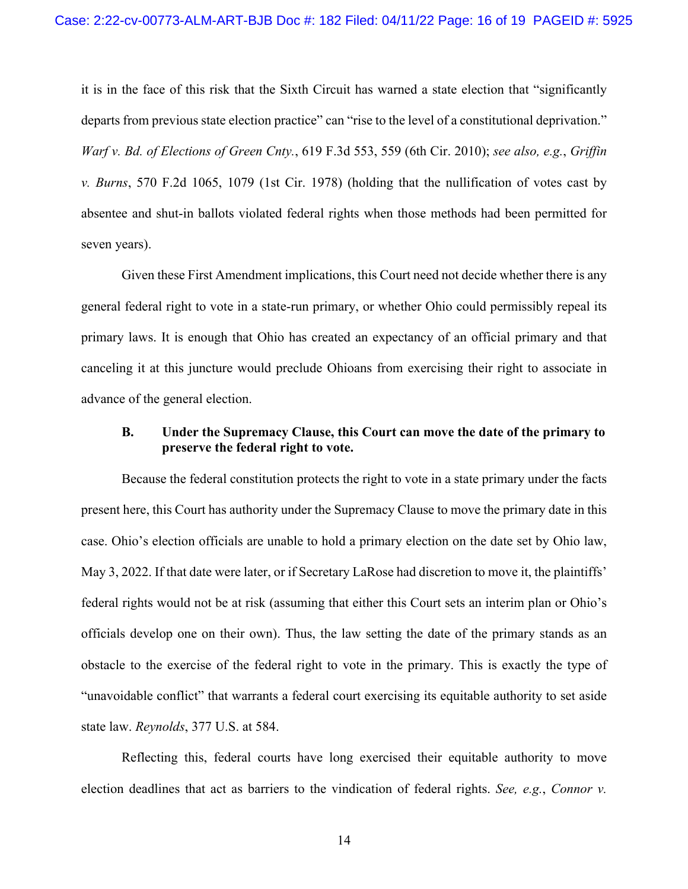it is in the face of this risk that the Sixth Circuit has warned a state election that "significantly departs from previous state election practice" can "rise to the level of a constitutional deprivation." *Warf v. Bd. of Elections of Green Cnty.*, 619 F.3d 553, 559 (6th Cir. 2010); *see also, e.g.*, *Griffin v. Burns*, 570 F.2d 1065, 1079 (1st Cir. 1978) (holding that the nullification of votes cast by absentee and shut-in ballots violated federal rights when those methods had been permitted for seven years).

Given these First Amendment implications, this Court need not decide whether there is any general federal right to vote in a state-run primary, or whether Ohio could permissibly repeal its primary laws. It is enough that Ohio has created an expectancy of an official primary and that canceling it at this juncture would preclude Ohioans from exercising their right to associate in advance of the general election.

### B. Under the Supremacy Clause, this Court can move the date of the primary to preserve the federal right to vote.

Because the federal constitution protects the right to vote in a state primary under the facts present here, this Court has authority under the Supremacy Clause to move the primary date in this case. Ohio's election officials are unable to hold a primary election on the date set by Ohio law, May 3, 2022. If that date were later, or if Secretary LaRose had discretion to move it, the plaintiffs' federal rights would not be at risk (assuming that either this Court sets an interim plan or Ohio's officials develop one on their own). Thus, the law setting the date of the primary stands as an obstacle to the exercise of the federal right to vote in the primary. This is exactly the type of "unavoidable conflict" that warrants a federal court exercising its equitable authority to set aside state law. *Reynolds*, 377 U.S. at 584.

Reflecting this, federal courts have long exercised their equitable authority to move election deadlines that act as barriers to the vindication of federal rights. *See, e.g.*, *Connor v.*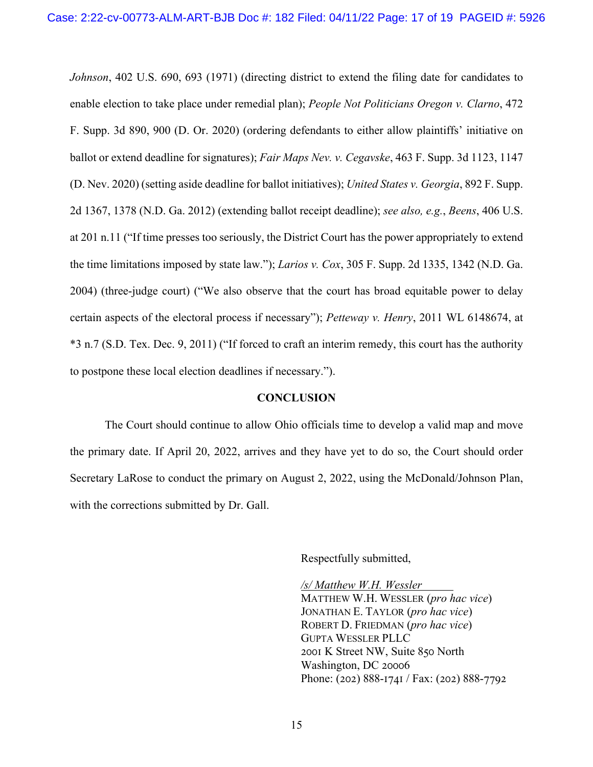*Johnson*, 402 U.S. 690, 693 (1971) (directing district to extend the filing date for candidates to enable election to take place under remedial plan); *People Not Politicians Oregon v. Clarno*, 472 F. Supp. 3d 890, 900 (D. Or. 2020) (ordering defendants to either allow plaintiffs' initiative on ballot or extend deadline for signatures); *Fair Maps Nev. v. Cegavske*, 463 F. Supp. 3d 1123, 1147 (D. Nev. 2020) (setting aside deadline for ballot initiatives); *United States v. Georgia*, 892 F. Supp. 2d 1367, 1378 (N.D. Ga. 2012) (extending ballot receipt deadline); *see also, e.g.*, *Beens*, 406 U.S. at 201 n.11 ("If time presses too seriously, the District Court has the power appropriately to extend the time limitations imposed by state law."); *Larios v. Cox*, 305 F. Supp. 2d 1335, 1342 (N.D. Ga. 2004) (three-judge court) ("We also observe that the court has broad equitable power to delay certain aspects of the electoral process if necessary"); *Petteway v. Henry*, 2011 WL 6148674, at *3 n.7 (S.D. Tex. Dec. 9, 2011) ("If forced to craft an interim remedy, this court has the authority to postpone these local election deadlines if necessary.").

**CONCLUSION**

The Court should continue to allow Ohio officials time to develop a valid map and move the primary date. If April 20, 2022, arrives and they have yet to do so, the Court should order Secretary LaRose to conduct the primary on August 2, 2022, using the McDonald/Johnson Plan, with the corrections submitted by Dr. Gall.

Respectfully submitted,

*/s/ Matthew W.H. Wessler*
MATTHEW W.H. WESSLER (*pro hac vice*)
JONATHAN E. TAYLOR (*pro hac vice*)
ROBERT D. FRIEDMAN (*pro hac vice*)
GUPTA WESSLER PLLC
2001 K Street NW, Suite 850 North
Washington, DC 20006
Phone: (202) 888-1741 / Fax: (202) 888-7792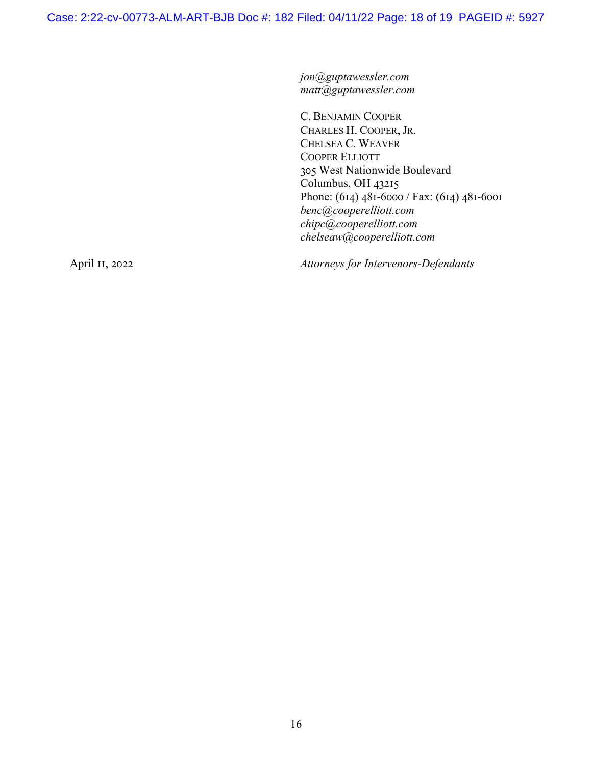*jon@guptawessler.com*
*matt@guptawessler.com*

C. BENJAMIN COOPER
CHARLES H. COOPER, JR.
CHELSEA C. WEAVER
COOPER ELLIOTT
305 West Nationwide Boulevard
Columbus, OH 43215
Phone: (614) 481-6000 / Fax: (614) 481-6001
*benc@cooperelliott.com*
*chipc@cooperelliott.com*
*chelseaw@cooperelliott.com*

April 11, 2022

*Attorneys for Intervenors-Defendants*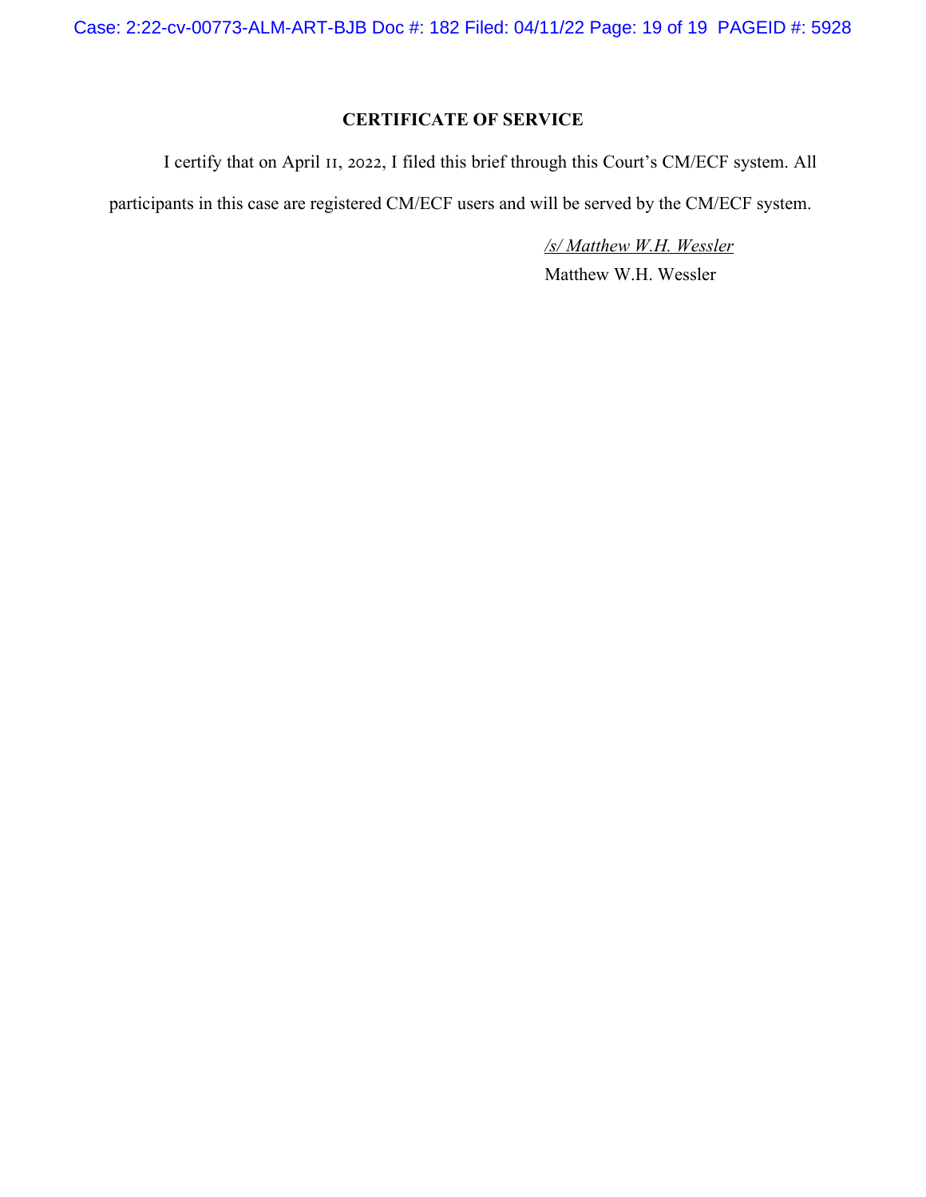## CERTIFICATE OF SERVICE

I certify that on April 11, 2022, I filed this brief through this Court's CM/ECF system. All participants in this case are registered CM/ECF users and will be served by the CM/ECF system.

*/s/ Matthew W.H. Wessler*
Matthew W.H. Wessler